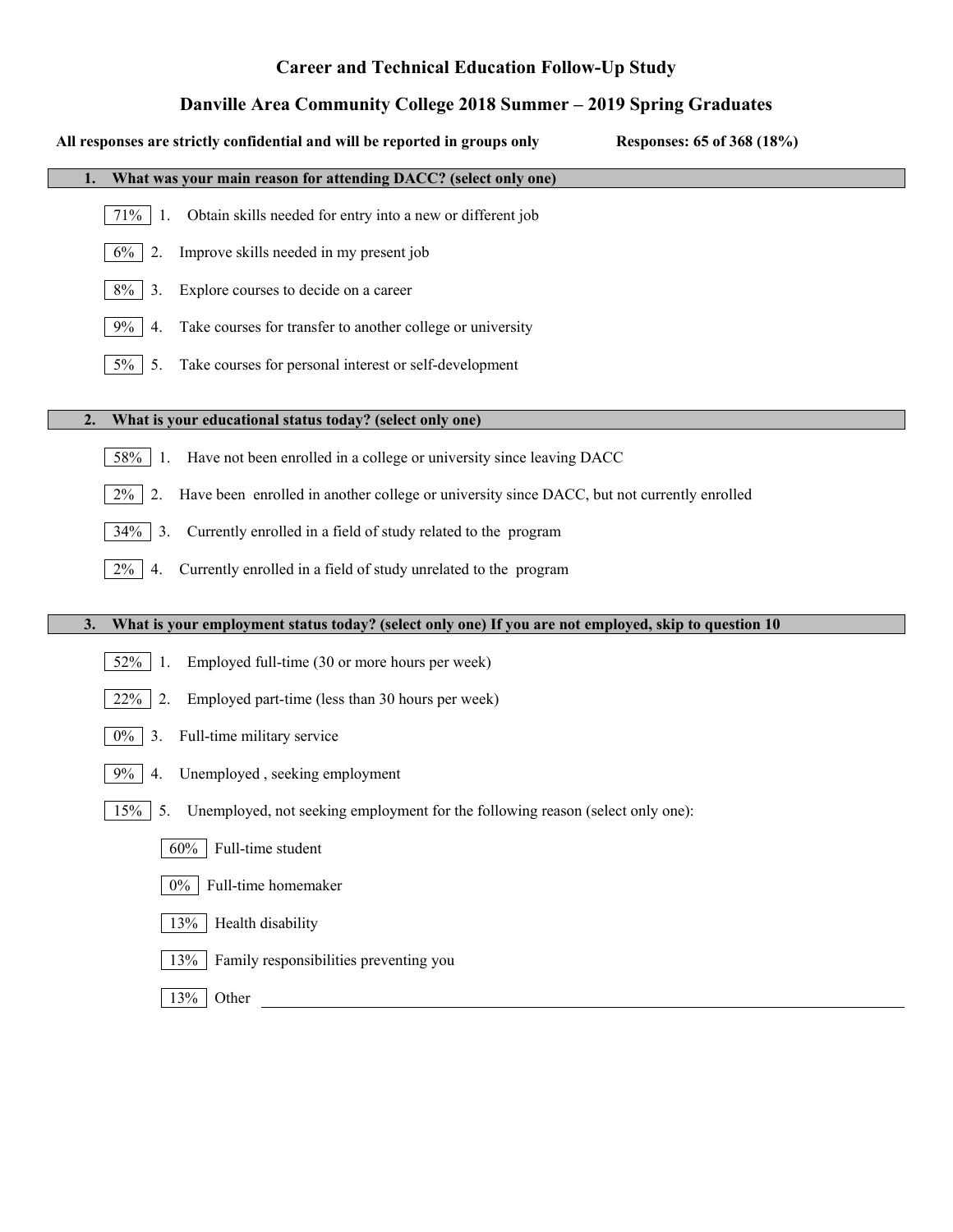# Career and Technical Education Follow-Up Study

## Danville Area Community College 2018 Summer – 2019 Spring Graduates

**All responses are strictly confidential and will be reported in groups only** **Responses: 65 of 368 (18%)**

### 1. What was your main reason for attending DACC? (select only one)

- 71% 1. Obtain skills needed for entry into a new or different job
- 6% 2. Improve skills needed in my present job
- 8% 3. Explore courses to decide on a career
- 9% 4. Take courses for transfer to another college or university
- 5% 5. Take courses for personal interest or self-development

### 2. What is your educational status today? (select only one)

- 58% 1. Have not been enrolled in a college or university since leaving DACC
- 2% 2. Have been enrolled in another college or university since DACC, but not currently enrolled
- 34% 3. Currently enrolled in a field of study related to the program
- 2% 4. Currently enrolled in a field of study unrelated to the program

### 3. What is your employment status today? (select only one) If you are not employed, skip to question 10

- 52% 1. Employed full-time (30 or more hours per week)
- 22% 2. Employed part-time (less than 30 hours per week)
- 0% 3. Full-time military service
- 9% 4. Unemployed , seeking employment
- 15% 5. Unemployed, not seeking employment for the following reason (select only one):
  - 60% Full-time student
  - 0% Full-time homemaker
  - 13% Health disability
  - 13% Family responsibilities preventing you
  - 13% Other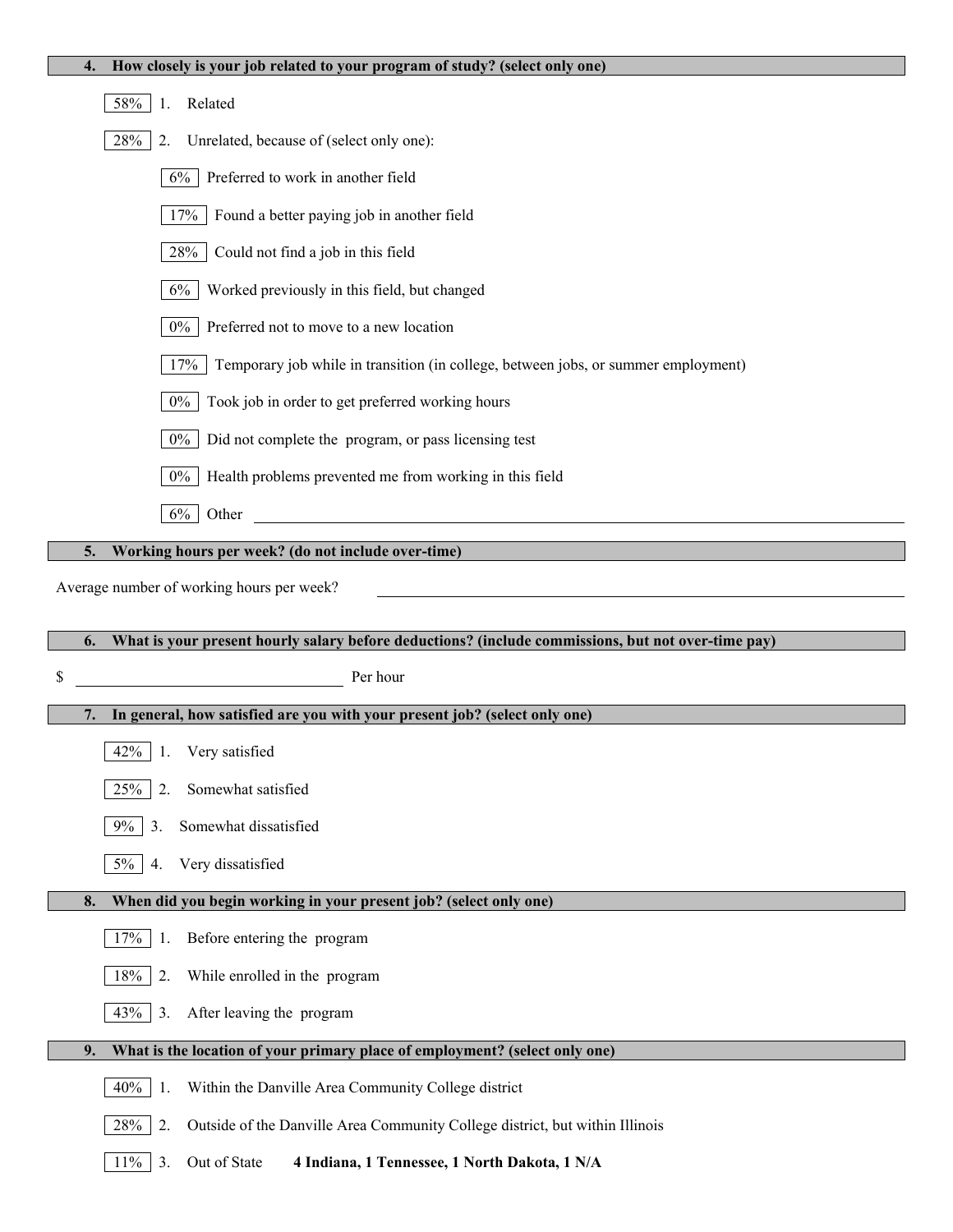**4. How closely is your job related to your program of study? (select only one)**

- 58% 1. Related
- 28% 2. Unrelated, because of (select only one):
  - 6% Preferred to work in another field
  - 17% Found a better paying job in another field
  - 28% Could not find a job in this field
  - 6% Worked previously in this field, but changed
  - 0% Preferred not to move to a new location
  - 17% Temporary job while in transition (in college, between jobs, or summer employment)
  - 0% Took job in order to get preferred working hours
  - 0% Did not complete the program, or pass licensing test
  - 0% Health problems prevented me from working in this field
  - 6% Other ____________________

**5. Working hours per week? (do not include over-time)**

Average number of working hours per week? ____________________

**6. What is your present hourly salary before deductions? (include commissions, but not over-time pay)**

$ ____________________ Per hour

**7. In general, how satisfied are you with your present job? (select only one)**

- 42% 1. Very satisfied
- 25% 2. Somewhat satisfied
- 9% 3. Somewhat dissatisfied
- 5% 4. Very dissatisfied

**8. When did you begin working in your present job? (select only one)**

- 17% 1. Before entering the program
- 18% 2. While enrolled in the program
- 43% 3. After leaving the program

**9. What is the location of your primary place of employment? (select only one)**

- 40% 1. Within the Danville Area Community College district
- 28% 2. Outside of the Danville Area Community College district, but within Illinois
- 11% 3. Out of State **4 Indiana, 1 Tennessee, 1 North Dakota, 1 N/A**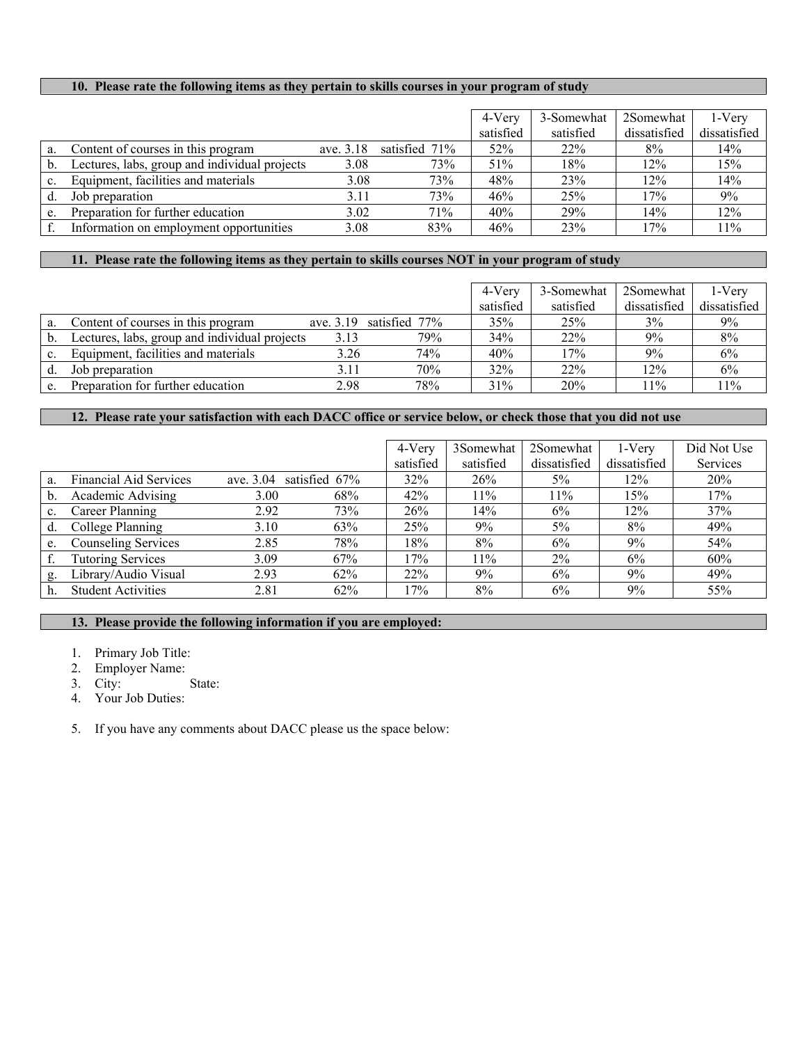## 10. Please rate the following items as they pertain to skills courses in your program of study

| | | | | 4-Very satisfied | 3-Somewhat satisfied | 2Somewhat dissatisfied | 1-Very dissatisfied |
|---|---|---|---|---|---|---|---|
| a. | Content of courses in this program | ave. 3.18 | satisfied 71% | 52% | 22% | 8% | 14% |
| b. | Lectures, labs, group and individual projects | 3.08 | 73% | 51% | 18% | 12% | 15% |
| c. | Equipment, facilities and materials | 3.08 | 73% | 48% | 23% | 12% | 14% |
| d. | Job preparation | 3.11 | 73% | 46% | 25% | 17% | 9% |
| e. | Preparation for further education | 3.02 | 71% | 40% | 29% | 14% | 12% |
| f. | Information on employment opportunities | 3.08 | 83% | 46% | 23% | 17% | 11% |

## 11. Please rate the following items as they pertain to skills courses NOT in your program of study

| | | | | 4-Very satisfied | 3-Somewhat satisfied | 2Somewhat dissatisfied | 1-Very dissatisfied |
|---|---|---|---|---|---|---|---|
| a. | Content of courses in this program | ave. 3.19 | satisfied 77% | 35% | 25% | 3% | 9% |
| b. | Lectures, labs, group and individual projects | 3.13 | 79% | 34% | 22% | 9% | 8% |
| c. | Equipment, facilities and materials | 3.26 | 74% | 40% | 17% | 9% | 6% |
| d. | Job preparation | 3.11 | 70% | 32% | 22% | 12% | 6% |
| e. | Preparation for further education | 2.98 | 78% | 31% | 20% | 11% | 11% |

## 12. Please rate your satisfaction with each DACC office or service below, or check those that you did not use

| | | | | 4-Very satisfied | 3Somewhat satisfied | 2Somewhat dissatisfied | 1-Very dissatisfied | Did Not Use Services |
|---|---|---|---|---|---|---|---|---|
| a. | Financial Aid Services | ave. 3.04 | satisfied 67% | 32% | 26% | 5% | 12% | 20% |
| b. | Academic Advising | 3.00 | 68% | 42% | 11% | 11% | 15% | 17% |
| c. | Career Planning | 2.92 | 73% | 26% | 14% | 6% | 12% | 37% |
| d. | College Planning | 3.10 | 63% | 25% | 9% | 5% | 8% | 49% |
| e. | Counseling Services | 2.85 | 78% | 18% | 8% | 6% | 9% | 54% |
| f. | Tutoring Services | 3.09 | 67% | 17% | 11% | 2% | 6% | 60% |
| g. | Library/Audio Visual | 2.93 | 62% | 22% | 9% | 6% | 9% | 49% |
| h. | Student Activities | 2.81 | 62% | 17% | 8% | 6% | 9% | 55% |

## 13. Please provide the following information if you are employed:

1. Primary Job Title:
2. Employer Name:
3. City: State:
4. Your Job Duties:

5. If you have any comments about DACC please us the space below: